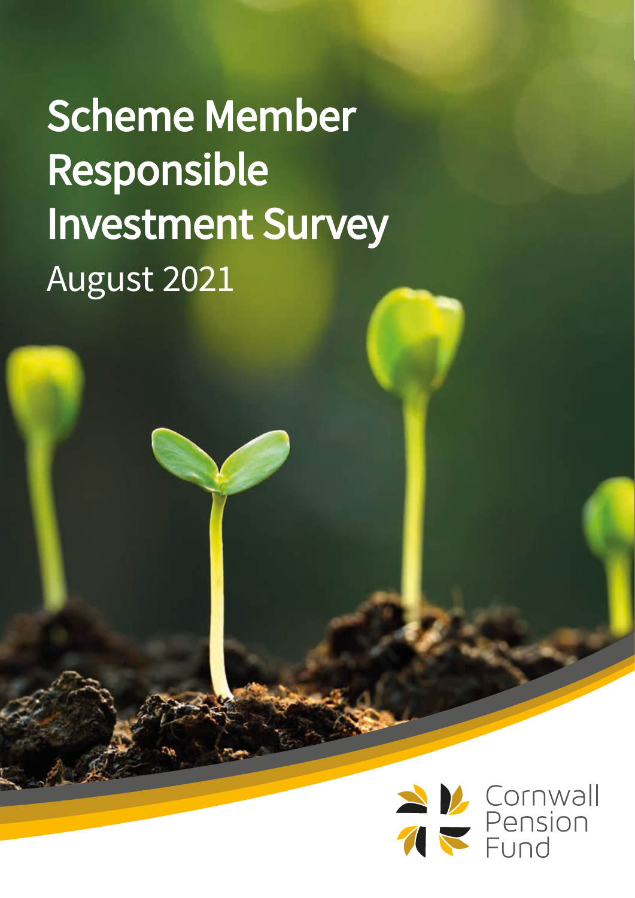# Scheme Member Responsible Investment Survey

August 2021

Cornwall Pension Fund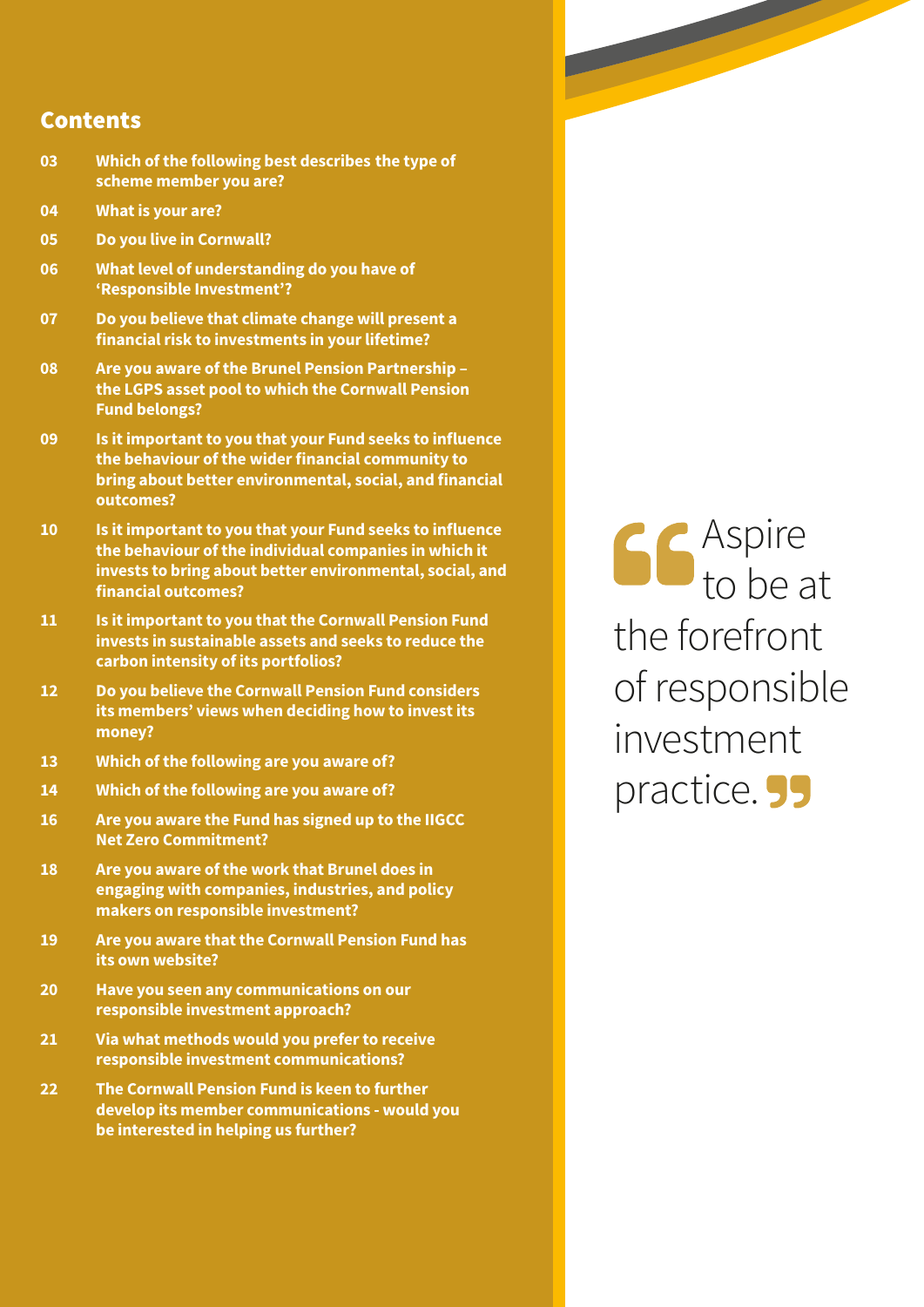## Contents

| | |
|---|---|
| 03 | Which of the following best describes the type of scheme member you are? |
| 04 | What is your are? |
| 05 | Do you live in Cornwall? |
| 06 | What level of understanding do you have of 'Responsible Investment'? |
| 07 | Do you believe that climate change will present a financial risk to investments in your lifetime? |
| 08 | Are you aware of the Brunel Pension Partnership – the LGPS asset pool to which the Cornwall Pension Fund belongs? |
| 09 | Is it important to you that your Fund seeks to influence the behaviour of the wider financial community to bring about better environmental, social, and financial outcomes? |
| 10 | Is it important to you that your Fund seeks to influence the behaviour of the individual companies in which it invests to bring about better environmental, social, and financial outcomes? |
| 11 | Is it important to you that the Cornwall Pension Fund invests in sustainable assets and seeks to reduce the carbon intensity of its portfolios? |
| 12 | Do you believe the Cornwall Pension Fund considers its members' views when deciding how to invest its money? |
| 13 | Which of the following are you aware of? |
| 14 | Which of the following are you aware of? |
| 16 | Are you aware the Fund has signed up to the IIGCC Net Zero Commitment? |
| 18 | Are you aware of the work that Brunel does in engaging with companies, industries, and policy makers on responsible investment? |
| 19 | Are you aware that the Cornwall Pension Fund has its own website? |
| 20 | Have you seen any communications on our responsible investment approach? |
| 21 | Via what methods would you prefer to receive responsible investment communications? |
| 22 | The Cornwall Pension Fund is keen to further develop its member communications - would you be interested in helping us further? |

> "Aspire to be at the forefront of responsible investment practice."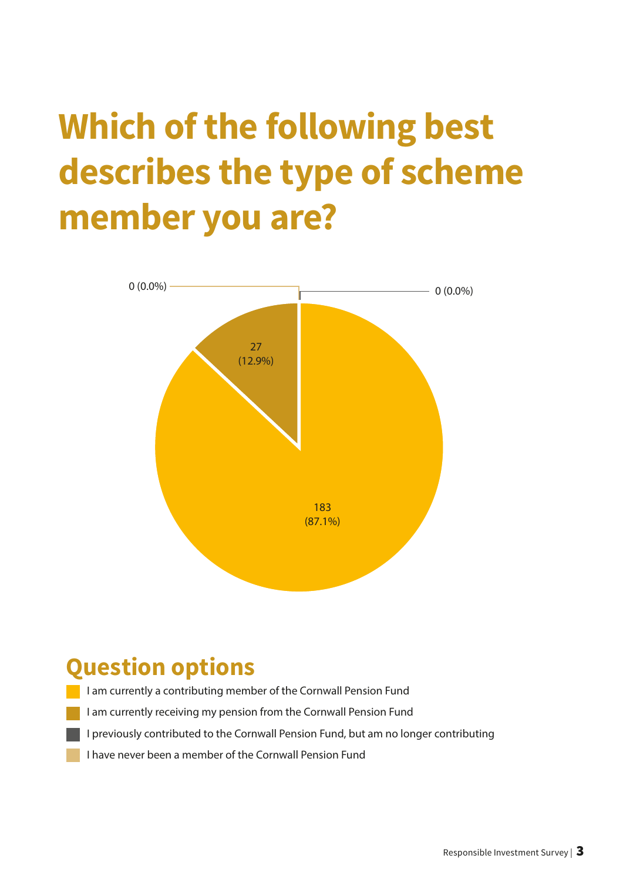# Which of the following best describes the type of scheme member you are?

0 (0.0%)

0 (0.0%)

27 (12.9%)

183 (87.1%)

## Question options

- I am currently a contributing member of the Cornwall Pension Fund
- I am currently receiving my pension from the Cornwall Pension Fund
- I previously contributed to the Cornwall Pension Fund, but am no longer contributing
- I have never been a member of the Cornwall Pension Fund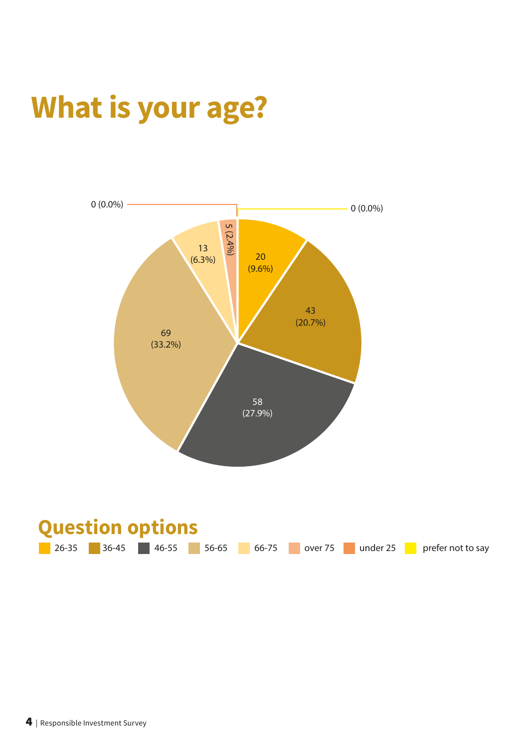# What is your age?

| Age | Responses |
|---|---|
| 26-35 | 20 (9.6%) |
| 36-45 | 43 (20.7%) |
| 46-55 | 58 (27.9%) |
| 56-65 | 69 (33.2%) |
| 66-75 | 13 (6.3%) |
| over 75 | 5 (2.4%) |
| under 25 | 0 (0.0%) |
| prefer not to say | 0 (0.0%) |

## Question options

26-35, 36-45, 46-55, 56-65, 66-75, over 75, under 25, prefer not to say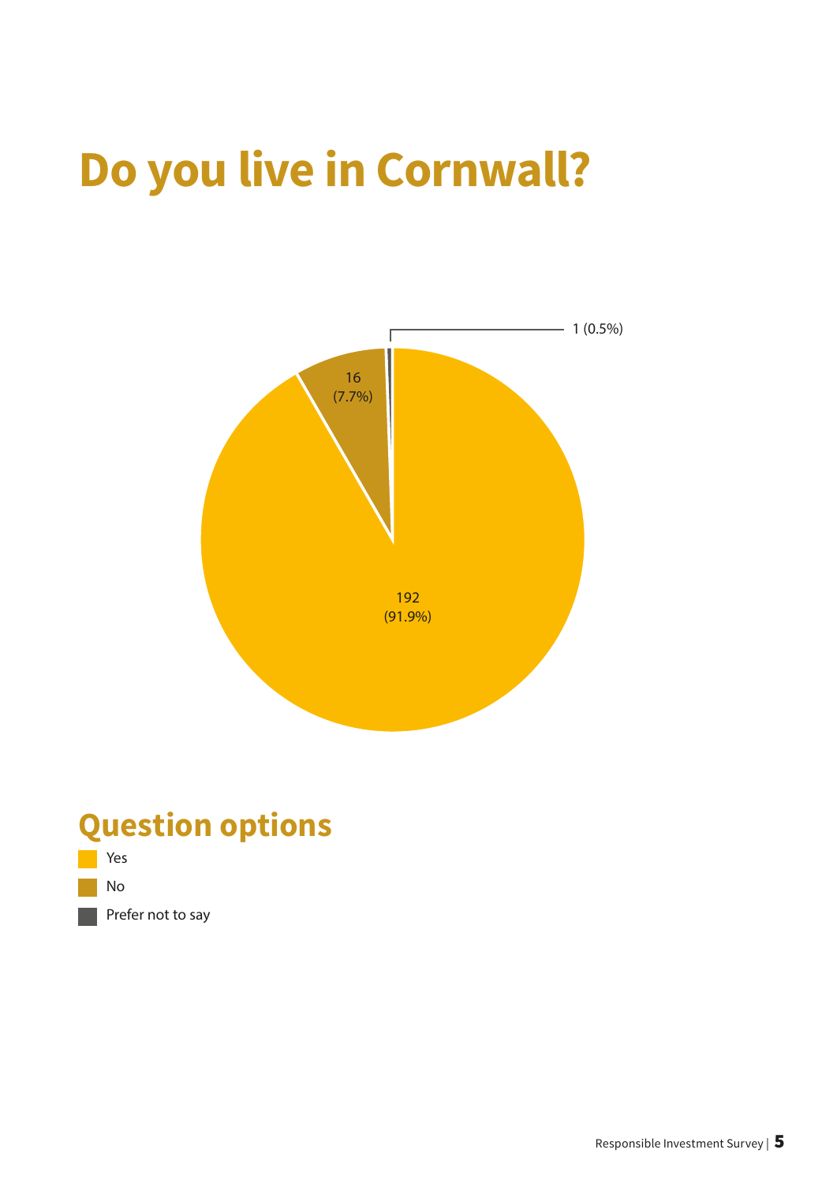# Do you live in Cornwall?

1 (0.5%)

16 (7.7%)

192 (91.9%)

## Question options

- Yes
- No
- Prefer not to say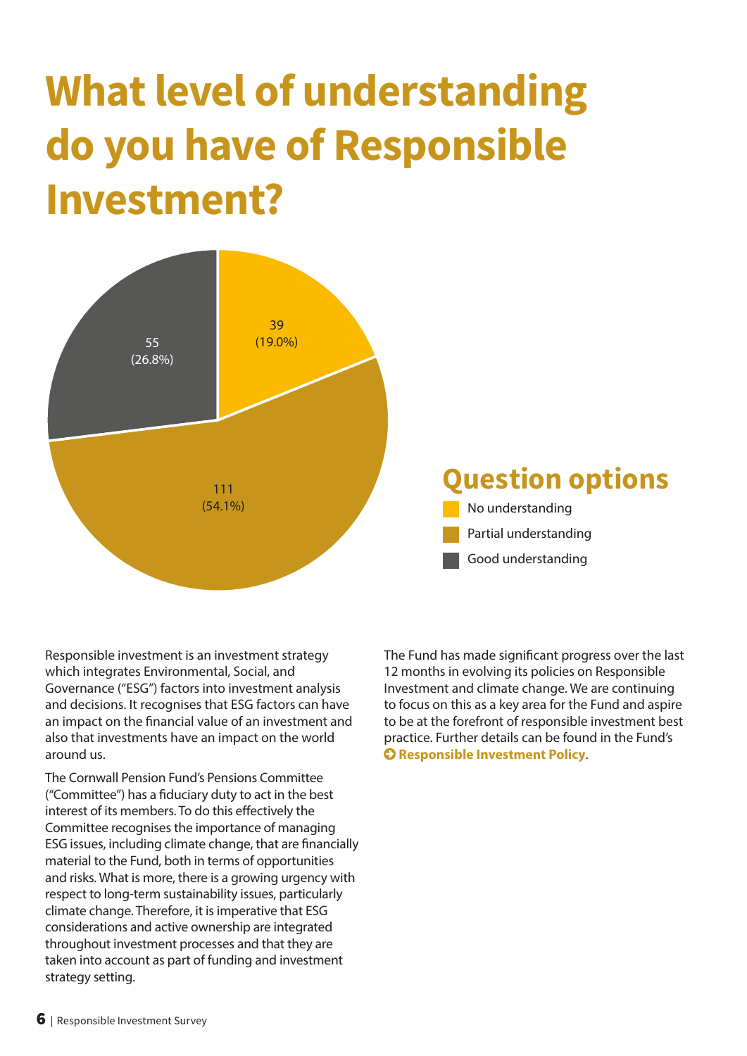# What level of understanding do you have of Responsible Investment?

39 (19.0%)

55 (26.8%)

111 (54.1%)

## Question options

- No understanding
- Partial understanding
- Good understanding

Responsible investment is an investment strategy which integrates Environmental, Social, and Governance ("ESG") factors into investment analysis and decisions. It recognises that ESG factors can have an impact on the financial value of an investment and also that investments have an impact on the world around us.

The Cornwall Pension Fund's Pensions Committee ("Committee") has a fiduciary duty to act in the best interest of its members. To do this effectively the Committee recognises the importance of managing ESG issues, including climate change, that are financially material to the Fund, both in terms of opportunities and risks. What is more, there is a growing urgency with respect to long-term sustainability issues, particularly climate change. Therefore, it is imperative that ESG considerations and active ownership are integrated throughout investment processes and that they are taken into account as part of funding and investment strategy setting.

The Fund has made significant progress over the last 12 months in evolving its policies on Responsible Investment and climate change. We are continuing to focus on this as a key area for the Fund and aspire to be at the forefront of responsible investment best practice. Further details can be found in the Fund's **Responsible Investment Policy**.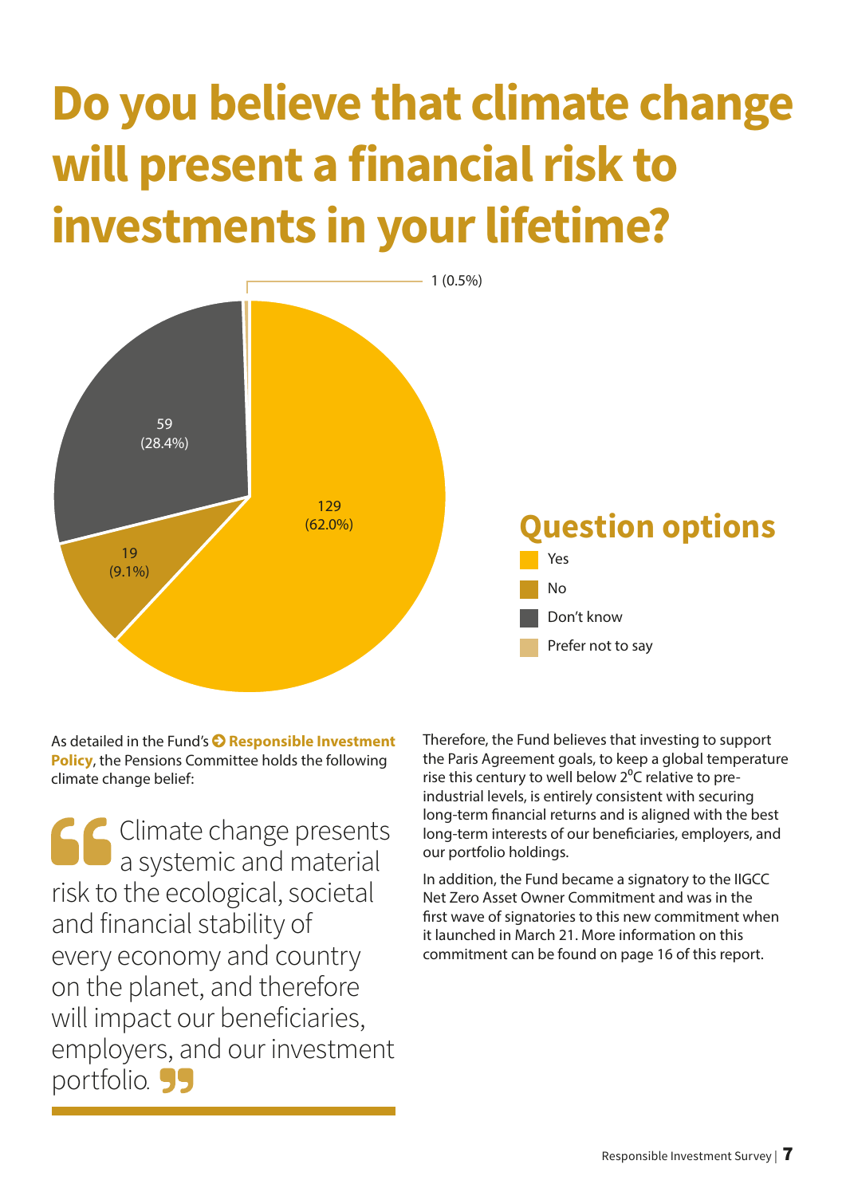# Do you believe that climate change will present a financial risk to investments in your lifetime?

1 (0.5%)

59 (28.4%)

129 (62.0%)

19 (9.1%)

## Question options

- Yes
- No
- Don't know
- Prefer not to say

As detailed in the Fund's **Responsible Investment Policy**, the Pensions Committee holds the following climate change belief:

> Climate change presents a systemic and material risk to the ecological, societal and financial stability of every economy and country on the planet, and therefore will impact our beneficiaries, employers, and our investment portfolio.

Therefore, the Fund believes that investing to support the Paris Agreement goals, to keep a global temperature rise this century to well below $2^0$C relative to pre-industrial levels, is entirely consistent with securing long-term financial returns and is aligned with the best long-term interests of our beneficiaries, employers, and our portfolio holdings.

In addition, the Fund became a signatory to the IIGCC Net Zero Asset Owner Commitment and was in the first wave of signatories to this new commitment when it launched in March 21. More information on this commitment can be found on page 16 of this report.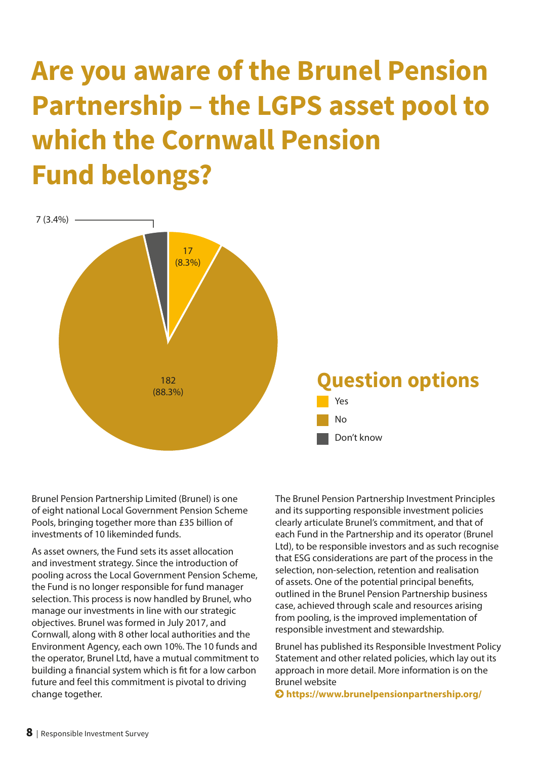# Are you aware of the Brunel Pension Partnership – the LGPS asset pool to which the Cornwall Pension Fund belongs?

7 (3.4%)

17 (8.3%)

182 (88.3%)

## Question options

- Yes
- No
- Don't know

Brunel Pension Partnership Limited (Brunel) is one of eight national Local Government Pension Scheme Pools, bringing together more than £35 billion of investments of 10 likeminded funds.

As asset owners, the Fund sets its asset allocation and investment strategy. Since the introduction of pooling across the Local Government Pension Scheme, the Fund is no longer responsible for fund manager selection. This process is now handled by Brunel, who manage our investments in line with our strategic objectives. Brunel was formed in July 2017, and Cornwall, along with 8 other local authorities and the Environment Agency, each own 10%. The 10 funds and the operator, Brunel Ltd, have a mutual commitment to building a financial system which is fit for a low carbon future and feel this commitment is pivotal to driving change together.

The Brunel Pension Partnership Investment Principles and its supporting responsible investment policies clearly articulate Brunel's commitment, and that of each Fund in the Partnership and its operator (Brunel Ltd), to be responsible investors and as such recognise that ESG considerations are part of the process in the selection, non-selection, retention and realisation of assets. One of the potential principal benefits, outlined in the Brunel Pension Partnership business case, achieved through scale and resources arising from pooling, is the improved implementation of responsible investment and stewardship.

Brunel has published its Responsible Investment Policy Statement and other related policies, which lay out its approach in more detail. More information is on the Brunel website

**https://www.brunelpensionpartnership.org/**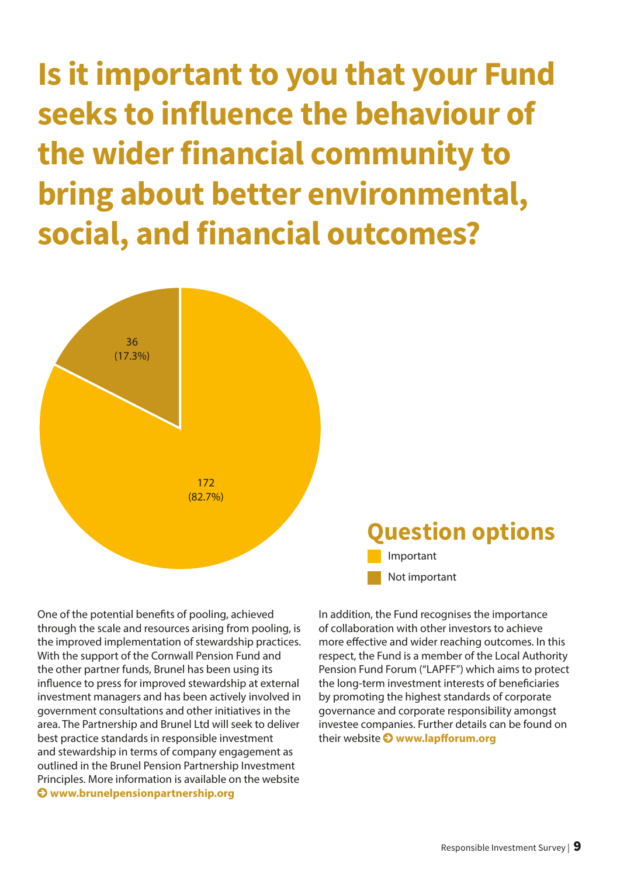# Is it important to you that your Fund seeks to influence the behaviour of the wider financial community to bring about better environmental, social, and financial outcomes?

36
(17.3%)

172
(82.7%)

## Question options

- Important
- Not important

One of the potential benefits of pooling, achieved through the scale and resources arising from pooling, is the improved implementation of stewardship practices. With the support of the Cornwall Pension Fund and the other partner funds, Brunel has been using its influence to press for improved stewardship at external investment managers and has been actively involved in government consultations and other initiatives in the area. The Partnership and Brunel Ltd will seek to deliver best practice standards in responsible investment and stewardship in terms of company engagement as outlined in the Brunel Pension Partnership Investment Principles. More information is available on the website **www.brunelpensionpartnership.org**

In addition, the Fund recognises the importance of collaboration with other investors to achieve more effective and wider reaching outcomes. In this respect, the Fund is a member of the Local Authority Pension Fund Forum ("LAPFF") which aims to protect the long-term investment interests of beneficiaries by promoting the highest standards of corporate governance and corporate responsibility amongst investee companies. Further details can be found on their website **www.lapfforum.org**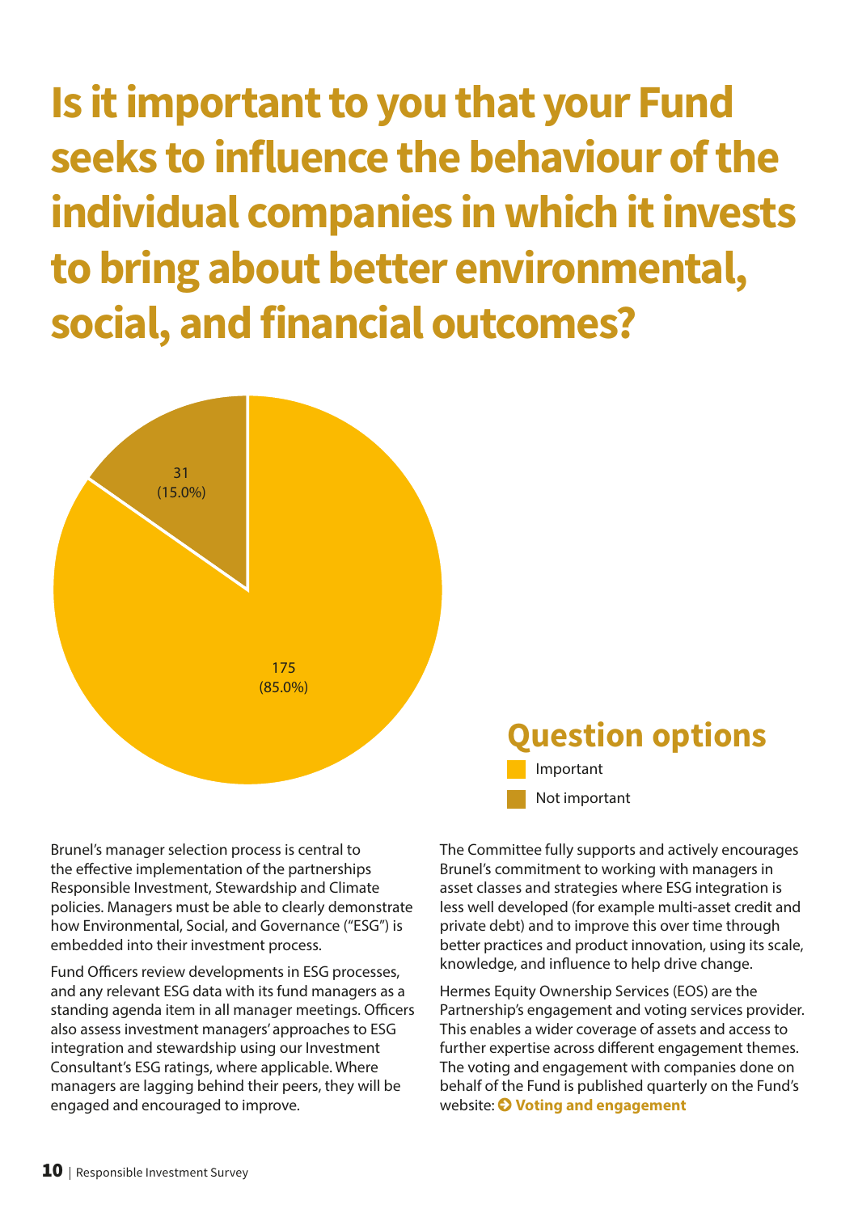# Is it important to you that your Fund seeks to influence the behaviour of the individual companies in which it invests to bring about better environmental, social, and financial outcomes?

| Option | Responses | Percentage |
|---|---|---|
| Important | 175 | 85.0% |
| Not important | 31 | 15.0% |

## Question options

- Important
- Not important

Brunel's manager selection process is central to the effective implementation of the partnerships Responsible Investment, Stewardship and Climate policies. Managers must be able to clearly demonstrate how Environmental, Social, and Governance ("ESG") is embedded into their investment process.

Fund Officers review developments in ESG processes, and any relevant ESG data with its fund managers as a standing agenda item in all manager meetings. Officers also assess investment managers' approaches to ESG integration and stewardship using our Investment Consultant's ESG ratings, where applicable. Where managers are lagging behind their peers, they will be engaged and encouraged to improve.

The Committee fully supports and actively encourages Brunel's commitment to working with managers in asset classes and strategies where ESG integration is less well developed (for example multi-asset credit and private debt) and to improve this over time through better practices and product innovation, using its scale, knowledge, and influence to help drive change.

Hermes Equity Ownership Services (EOS) are the Partnership's engagement and voting services provider. This enables a wider coverage of assets and access to further expertise across different engagement themes. The voting and engagement with companies done on behalf of the Fund is published quarterly on the Fund's website: **Voting and engagement**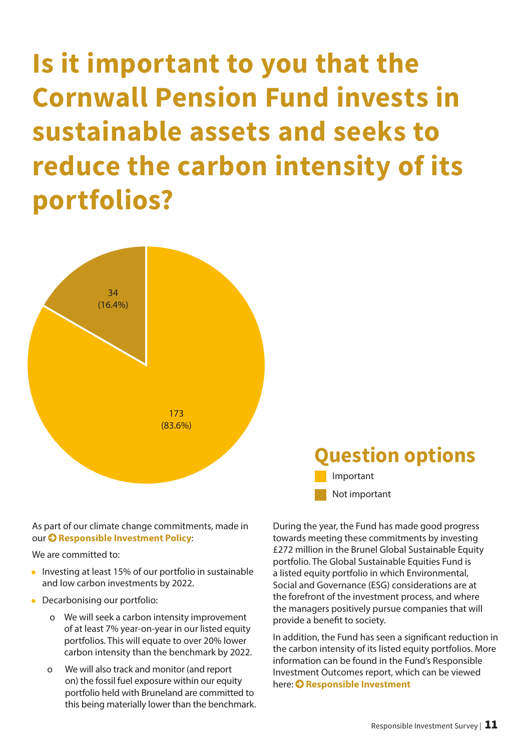# Is it important to you that the Cornwall Pension Fund invests in sustainable assets and seeks to reduce the carbon intensity of its portfolios?

34
(16.4%)

173
(83.6%)

## Question options

Important

Not important

As part of our climate change commitments, made in our **Responsible Investment Policy**:

We are committed to:

- Investing at least 15% of our portfolio in sustainable and low carbon investments by 2022.
- Decarbonising our portfolio:
    - We will seek a carbon intensity improvement of at least 7% year-on-year in our listed equity portfolios. This will equate to over 20% lower carbon intensity than the benchmark by 2022.
    - We will also track and monitor (and report on) the fossil fuel exposure within our equity portfolio held with Bruneland are committed to this being materially lower than the benchmark.

During the year, the Fund has made good progress towards meeting these commitments by investing £272 million in the Brunel Global Sustainable Equity portfolio. The Global Sustainable Equities Fund is a listed equity portfolio in which Environmental, Social and Governance (ESG) considerations are at the forefront of the investment process, and where the managers positively pursue companies that will provide a benefit to society.

In addition, the Fund has seen a significant reduction in the carbon intensity of its listed equity portfolios. More information can be found in the Fund's Responsible Investment Outcomes report, which can be viewed here: **Responsible Investment**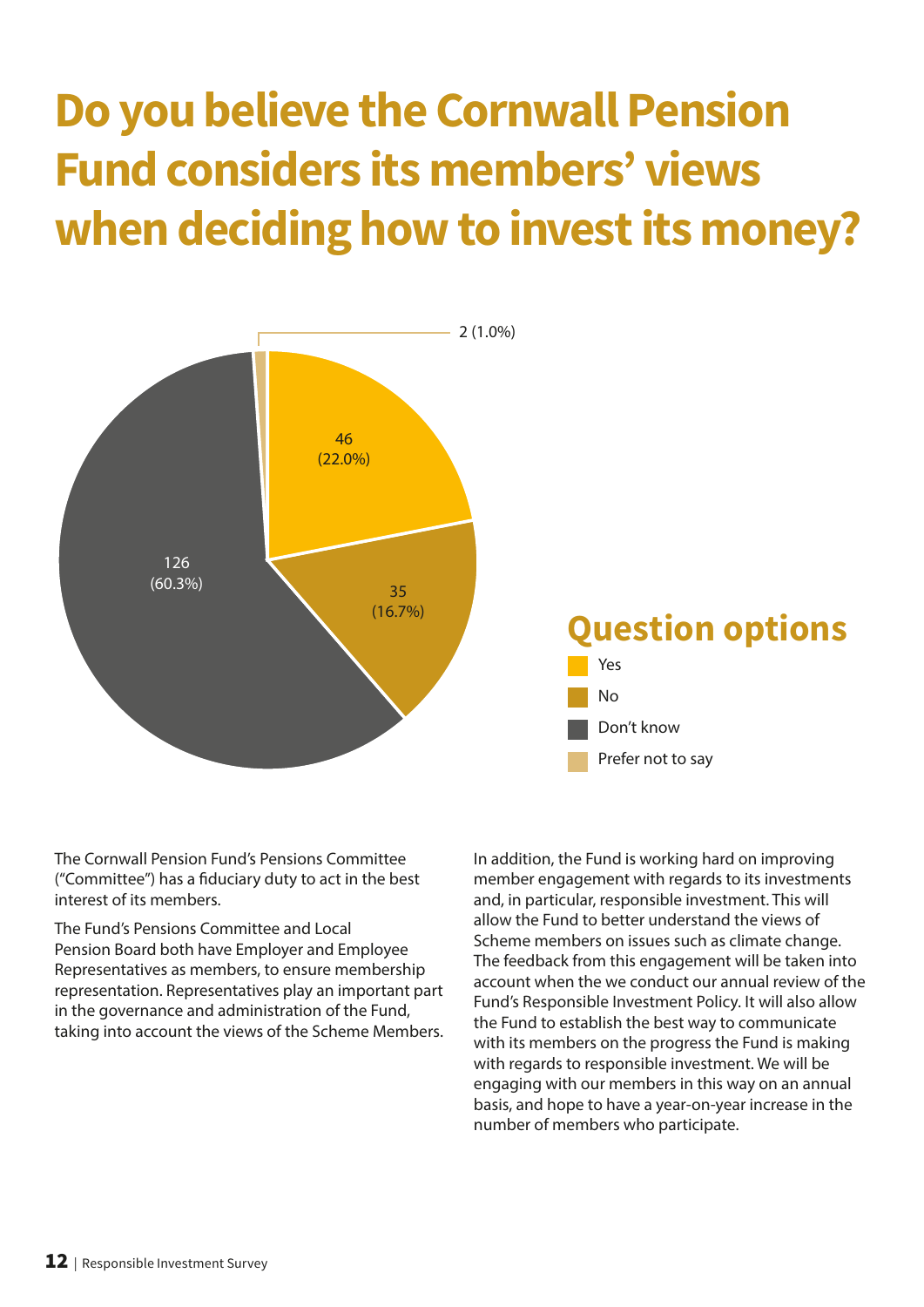# Do you believe the Cornwall Pension Fund considers its members' views when deciding how to invest its money?

| Question options | Count | Percentage |
|---|---|---|
| Yes | 46 | 22.0% |
| No | 35 | 16.7% |
| Don't know | 126 | 60.3% |
| Prefer not to say | 2 | 1.0% |

The Cornwall Pension Fund's Pensions Committee ("Committee") has a fiduciary duty to act in the best interest of its members.

The Fund's Pensions Committee and Local Pension Board both have Employer and Employee Representatives as members, to ensure membership representation. Representatives play an important part in the governance and administration of the Fund, taking into account the views of the Scheme Members.

In addition, the Fund is working hard on improving member engagement with regards to its investments and, in particular, responsible investment. This will allow the Fund to better understand the views of Scheme members on issues such as climate change. The feedback from this engagement will be taken into account when the we conduct our annual review of the Fund's Responsible Investment Policy. It will also allow the Fund to establish the best way to communicate with its members on the progress the Fund is making with regards to responsible investment. We will be engaging with our members in this way on an annual basis, and hope to have a year-on-year increase in the number of members who participate.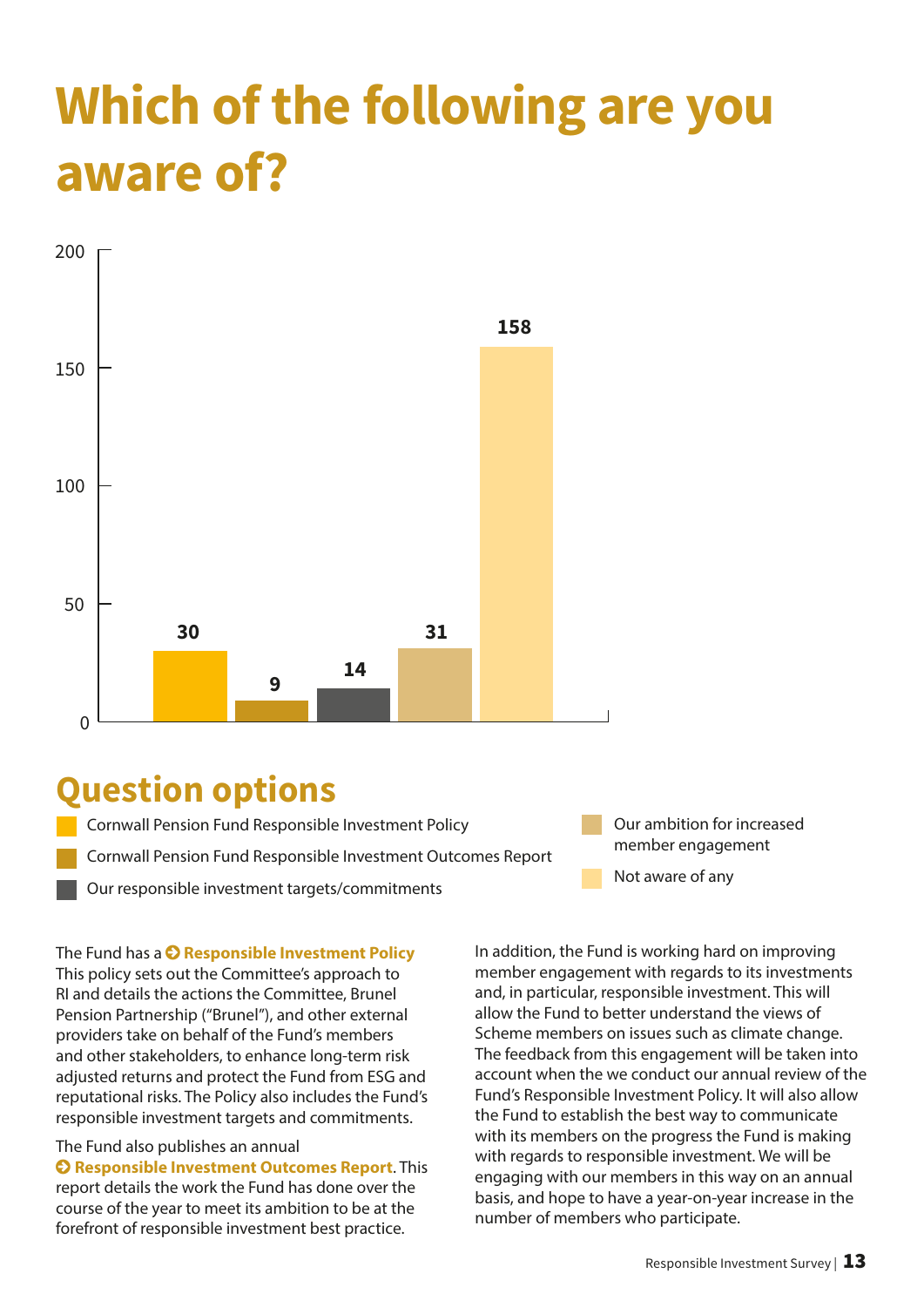# Which of the following are you aware of?

| Option | Responses |
| --- | --- |
| Cornwall Pension Fund Responsible Investment Policy | 30 |
| Cornwall Pension Fund Responsible Investment Outcomes Report | 9 |
| Our responsible investment targets/commitments | 14 |
| Our ambition for increased member engagement | 31 |
| Not aware of any | 158 |

## Question options

- Cornwall Pension Fund Responsible Investment Policy
- Cornwall Pension Fund Responsible Investment Outcomes Report
- Our responsible investment targets/commitments
- Our ambition for increased member engagement
- Not aware of any

The Fund has a **Responsible Investment Policy** This policy sets out the Committee's approach to RI and details the actions the Committee, Brunel Pension Partnership ("Brunel"), and other external providers take on behalf of the Fund's members and other stakeholders, to enhance long-term risk adjusted returns and protect the Fund from ESG and reputational risks. The Policy also includes the Fund's responsible investment targets and commitments.

The Fund also publishes an annual **Responsible Investment Outcomes Report**. This report details the work the Fund has done over the course of the year to meet its ambition to be at the forefront of responsible investment best practice.

In addition, the Fund is working hard on improving member engagement with regards to its investments and, in particular, responsible investment. This will allow the Fund to better understand the views of Scheme members on issues such as climate change. The feedback from this engagement will be taken into account when the we conduct our annual review of the Fund's Responsible Investment Policy. It will also allow the Fund to establish the best way to communicate with its members on the progress the Fund is making with regards to responsible investment. We will be engaging with our members in this way on an annual basis, and hope to have a year-on-year increase in the number of members who participate.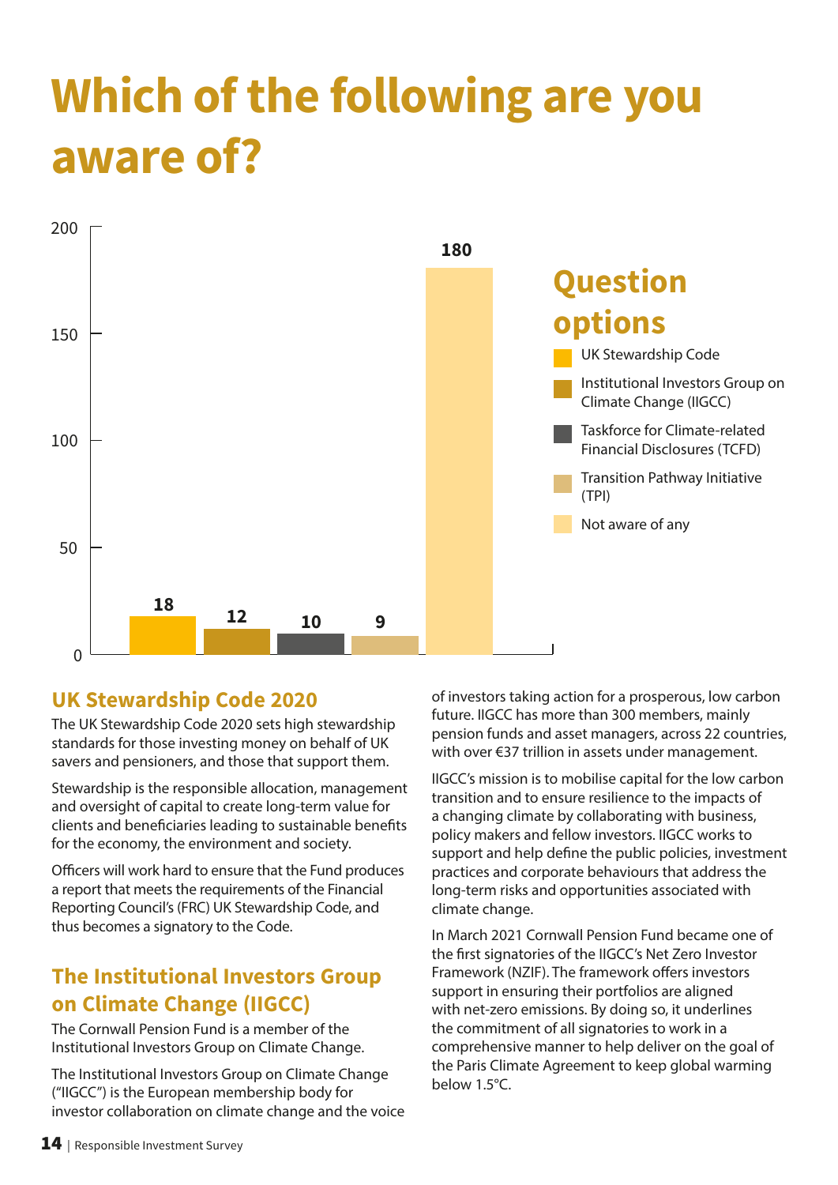# Which of the following are you aware of?

| Question options | Count |
|---|---|
| UK Stewardship Code | 18 |
| Institutional Investors Group on Climate Change (IIGCC) | 12 |
| Taskforce for Climate-related Financial Disclosures (TCFD) | 10 |
| Transition Pathway Initiative (TPI) | 9 |
| Not aware of any | 180 |

## UK Stewardship Code 2020

The UK Stewardship Code 2020 sets high stewardship standards for those investing money on behalf of UK savers and pensioners, and those that support them.

Stewardship is the responsible allocation, management and oversight of capital to create long-term value for clients and beneficiaries leading to sustainable benefits for the economy, the environment and society.

Officers will work hard to ensure that the Fund produces a report that meets the requirements of the Financial Reporting Council's (FRC) UK Stewardship Code, and thus becomes a signatory to the Code.

## The Institutional Investors Group on Climate Change (IIGCC)

The Cornwall Pension Fund is a member of the Institutional Investors Group on Climate Change.

The Institutional Investors Group on Climate Change ("IIGCC") is the European membership body for investor collaboration on climate change and the voice of investors taking action for a prosperous, low carbon future. IIGCC has more than 300 members, mainly pension funds and asset managers, across 22 countries, with over €37 trillion in assets under management.

IIGCC's mission is to mobilise capital for the low carbon transition and to ensure resilience to the impacts of a changing climate by collaborating with business, policy makers and fellow investors. IIGCC works to support and help define the public policies, investment practices and corporate behaviours that address the long-term risks and opportunities associated with climate change.

In March 2021 Cornwall Pension Fund became one of the first signatories of the IIGCC's Net Zero Investor Framework (NZIF). The framework offers investors support in ensuring their portfolios are aligned with net-zero emissions. By doing so, it underlines the commitment of all signatories to work in a comprehensive manner to help deliver on the goal of the Paris Climate Agreement to keep global warming below 1.5°C.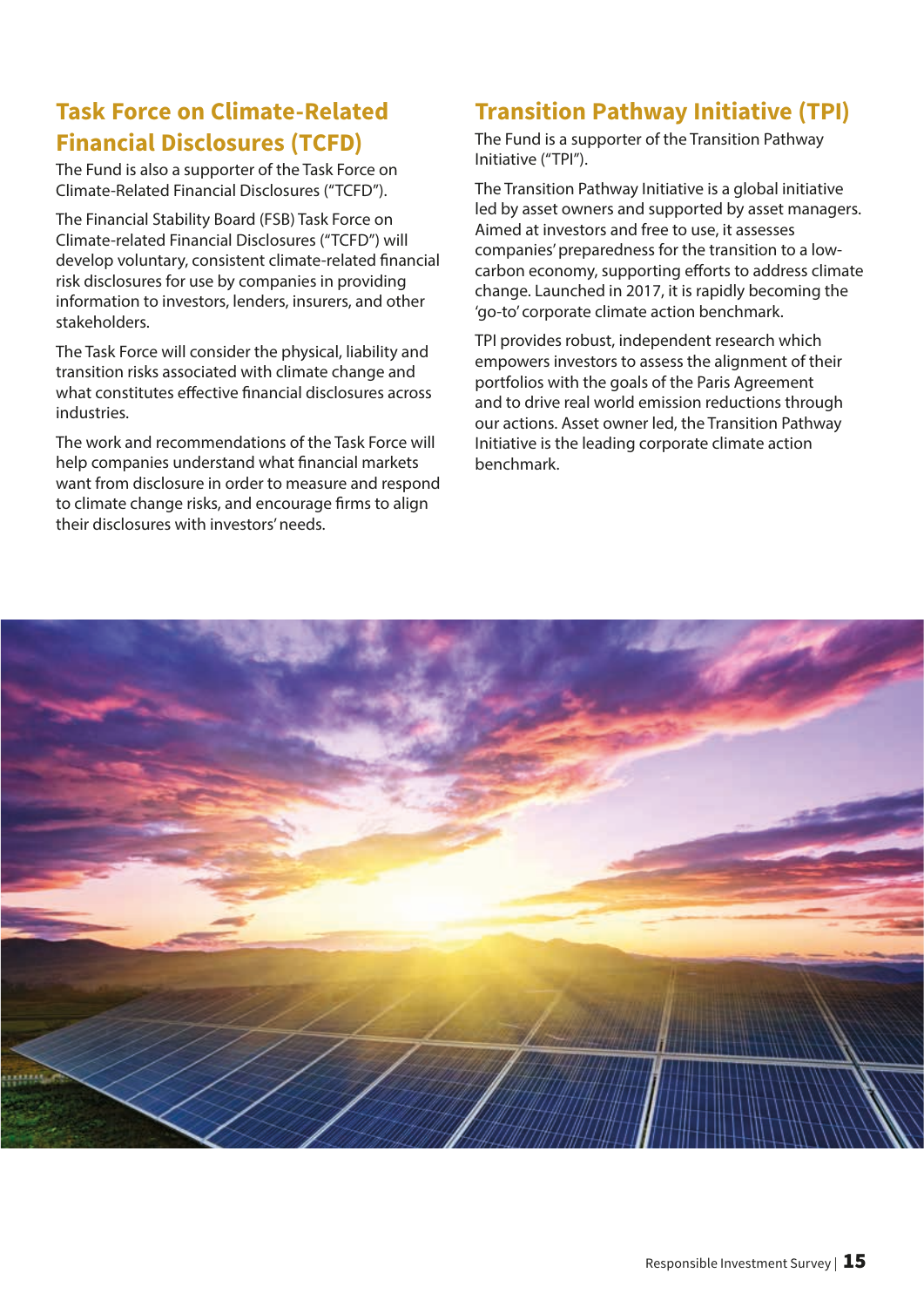## Task Force on Climate-Related Financial Disclosures (TCFD)

The Fund is also a supporter of the Task Force on Climate-Related Financial Disclosures ("TCFD").

The Financial Stability Board (FSB) Task Force on Climate-related Financial Disclosures ("TCFD") will develop voluntary, consistent climate-related financial risk disclosures for use by companies in providing information to investors, lenders, insurers, and other stakeholders.

The Task Force will consider the physical, liability and transition risks associated with climate change and what constitutes effective financial disclosures across industries.

The work and recommendations of the Task Force will help companies understand what financial markets want from disclosure in order to measure and respond to climate change risks, and encourage firms to align their disclosures with investors' needs.

## Transition Pathway Initiative (TPI)

The Fund is a supporter of the Transition Pathway Initiative ("TPI").

The Transition Pathway Initiative is a global initiative led by asset owners and supported by asset managers. Aimed at investors and free to use, it assesses companies' preparedness for the transition to a low-carbon economy, supporting efforts to address climate change. Launched in 2017, it is rapidly becoming the 'go-to' corporate climate action benchmark.

TPI provides robust, independent research which empowers investors to assess the alignment of their portfolios with the goals of the Paris Agreement and to drive real world emission reductions through our actions. Asset owner led, the Transition Pathway Initiative is the leading corporate climate action benchmark.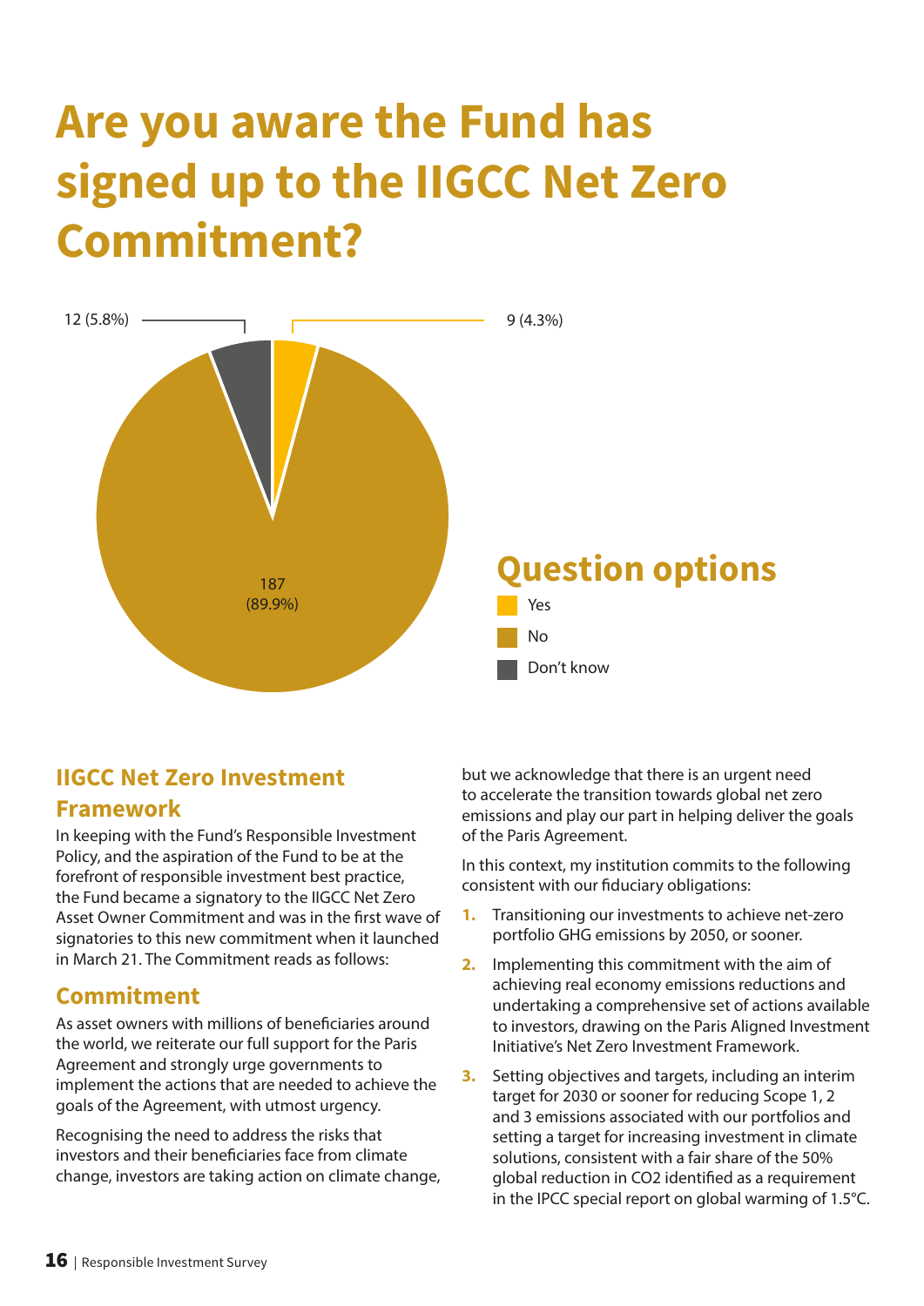# Are you aware the Fund has signed up to the IIGCC Net Zero Commitment?

12 (5.8%)

9 (4.3%)

187 (89.9%)

## Question options

- Yes
- No
- Don't know

### IIGCC Net Zero Investment Framework

In keeping with the Fund's Responsible Investment Policy, and the aspiration of the Fund to be at the forefront of responsible investment best practice, the Fund became a signatory to the IIGCC Net Zero Asset Owner Commitment and was in the first wave of signatories to this new commitment when it launched in March 21. The Commitment reads as follows:

### Commitment

As asset owners with millions of beneficiaries around the world, we reiterate our full support for the Paris Agreement and strongly urge governments to implement the actions that are needed to achieve the goals of the Agreement, with utmost urgency.

Recognising the need to address the risks that investors and their beneficiaries face from climate change, investors are taking action on climate change, but we acknowledge that there is an urgent need to accelerate the transition towards global net zero emissions and play our part in helping deliver the goals of the Paris Agreement.

In this context, my institution commits to the following consistent with our fiduciary obligations:

1. Transitioning our investments to achieve net-zero portfolio GHG emissions by 2050, or sooner.
2. Implementing this commitment with the aim of achieving real economy emissions reductions and undertaking a comprehensive set of actions available to investors, drawing on the Paris Aligned Investment Initiative's Net Zero Investment Framework.
3. Setting objectives and targets, including an interim target for 2030 or sooner for reducing Scope 1, 2 and 3 emissions associated with our portfolios and setting a target for increasing investment in climate solutions, consistent with a fair share of the 50% global reduction in $CO_2$ identified as a requirement in the IPCC special report on global warming of 1.5°C.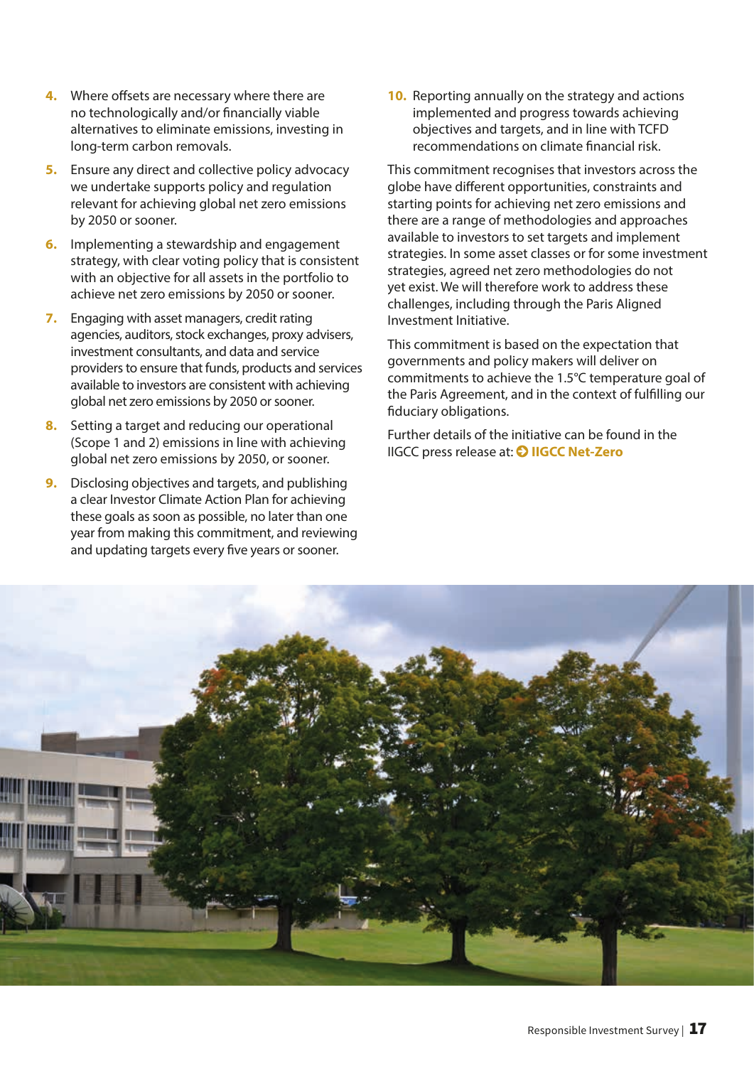4. Where offsets are necessary where there are no technologically and/or financially viable alternatives to eliminate emissions, investing in long-term carbon removals.
5. Ensure any direct and collective policy advocacy we undertake supports policy and regulation relevant for achieving global net zero emissions by 2050 or sooner.
6. Implementing a stewardship and engagement strategy, with clear voting policy that is consistent with an objective for all assets in the portfolio to achieve net zero emissions by 2050 or sooner.
7. Engaging with asset managers, credit rating agencies, auditors, stock exchanges, proxy advisers, investment consultants, and data and service providers to ensure that funds, products and services available to investors are consistent with achieving global net zero emissions by 2050 or sooner.
8. Setting a target and reducing our operational (Scope 1 and 2) emissions in line with achieving global net zero emissions by 2050, or sooner.
9. Disclosing objectives and targets, and publishing a clear Investor Climate Action Plan for achieving these goals as soon as possible, no later than one year from making this commitment, and reviewing and updating targets every five years or sooner.
10. Reporting annually on the strategy and actions implemented and progress towards achieving objectives and targets, and in line with TCFD recommendations on climate financial risk.

This commitment recognises that investors across the globe have different opportunities, constraints and starting points for achieving net zero emissions and there are a range of methodologies and approaches available to investors to set targets and implement strategies. In some asset classes or for some investment strategies, agreed net zero methodologies do not yet exist. We will therefore work to address these challenges, including through the Paris Aligned Investment Initiative.

This commitment is based on the expectation that governments and policy makers will deliver on commitments to achieve the 1.5°C temperature goal of the Paris Agreement, and in the context of fulfilling our fiduciary obligations.

Further details of the initiative can be found in the IIGCC press release at: **IIGCC Net-Zero**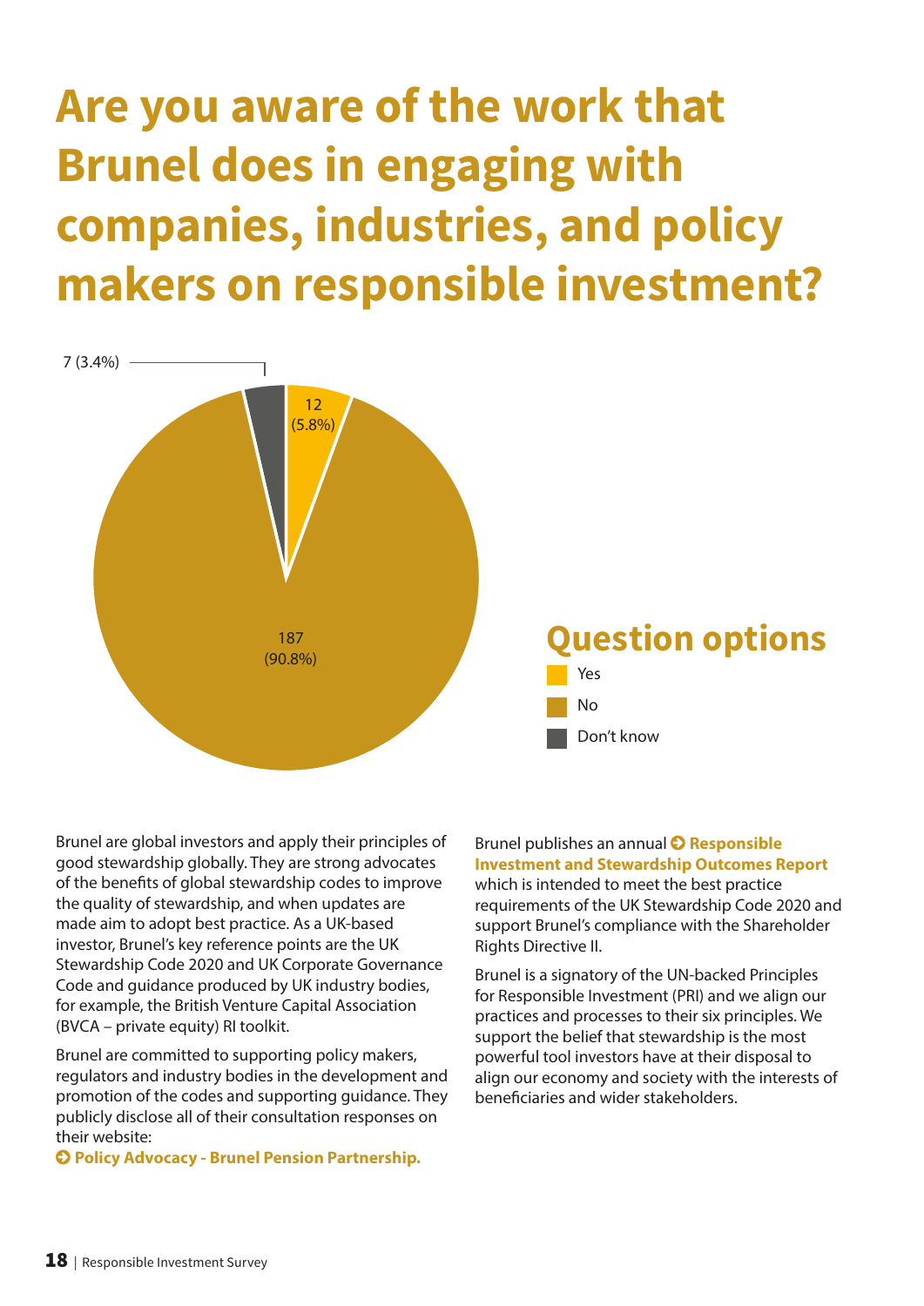# Are you aware of the work that Brunel does in engaging with companies, industries, and policy makers on responsible investment?

7 (3.4%)

12 (5.8%)

187 (90.8%)

## Question options

- Yes
- No
- Don't know

Brunel are global investors and apply their principles of good stewardship globally. They are strong advocates of the benefits of global stewardship codes to improve the quality of stewardship, and when updates are made aim to adopt best practice. As a UK-based investor, Brunel's key reference points are the UK Stewardship Code 2020 and UK Corporate Governance Code and guidance produced by UK industry bodies, for example, the British Venture Capital Association (BVCA – private equity) RI toolkit.

Brunel are committed to supporting policy makers, regulators and industry bodies in the development and promotion of the codes and supporting guidance. They publicly disclose all of their consultation responses on their website:
**Policy Advocacy - Brunel Pension Partnership.**

Brunel publishes an annual **Responsible Investment and Stewardship Outcomes Report** which is intended to meet the best practice requirements of the UK Stewardship Code 2020 and support Brunel's compliance with the Shareholder Rights Directive II.

Brunel is a signatory of the UN-backed Principles for Responsible Investment (PRI) and we align our practices and processes to their six principles. We support the belief that stewardship is the most powerful tool investors have at their disposal to align our economy and society with the interests of beneficiaries and wider stakeholders.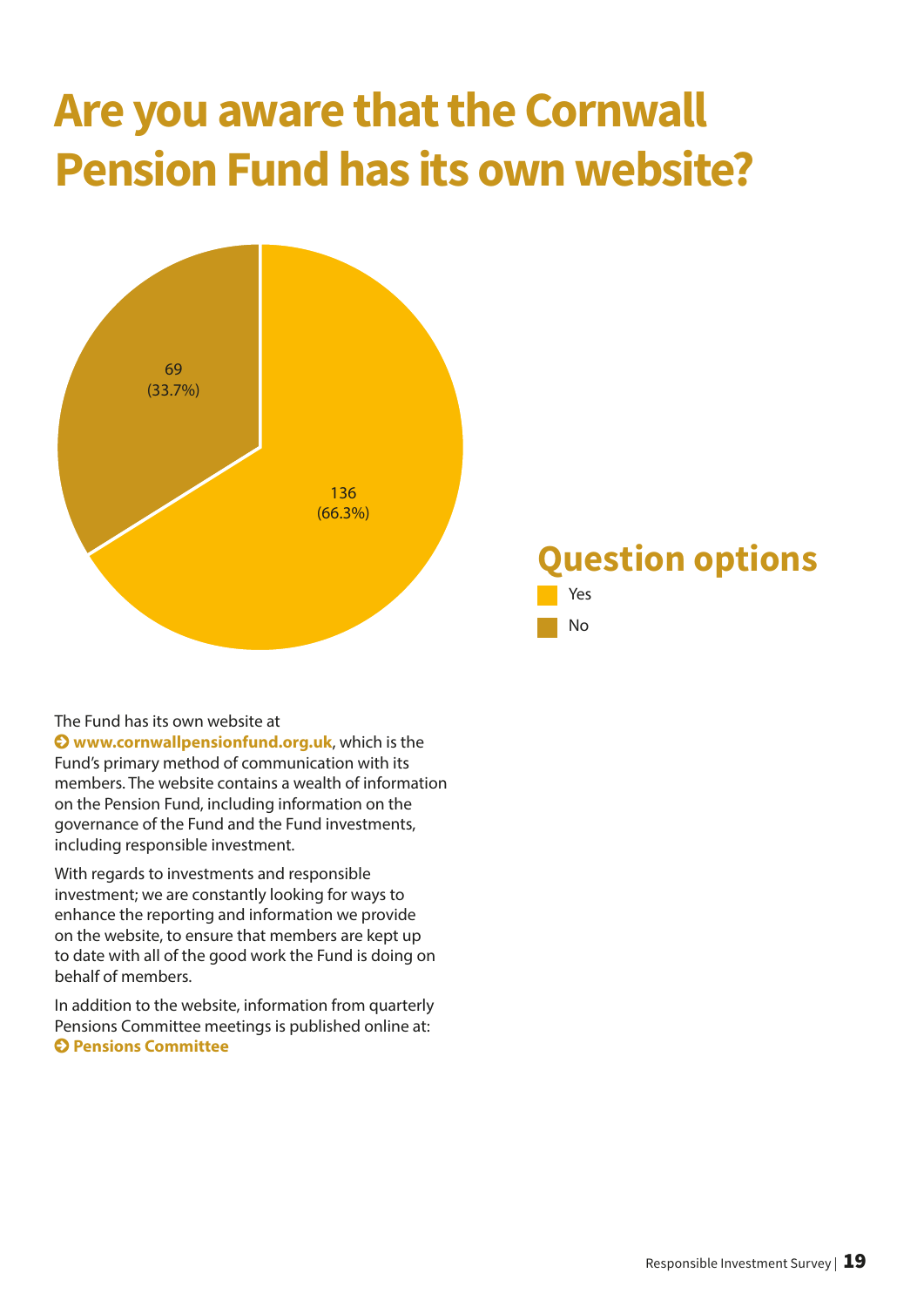# Are you aware that the Cornwall Pension Fund has its own website?

69
(33.7%)

136
(66.3%)

## Question options

- Yes
- No

The Fund has its own website at **www.cornwallpensionfund.org.uk**, which is the Fund's primary method of communication with its members. The website contains a wealth of information on the Pension Fund, including information on the governance of the Fund and the Fund investments, including responsible investment.

With regards to investments and responsible investment; we are constantly looking for ways to enhance the reporting and information we provide on the website, to ensure that members are kept up to date with all of the good work the Fund is doing on behalf of members.

In addition to the website, information from quarterly Pensions Committee meetings is published online at: **Pensions Committee**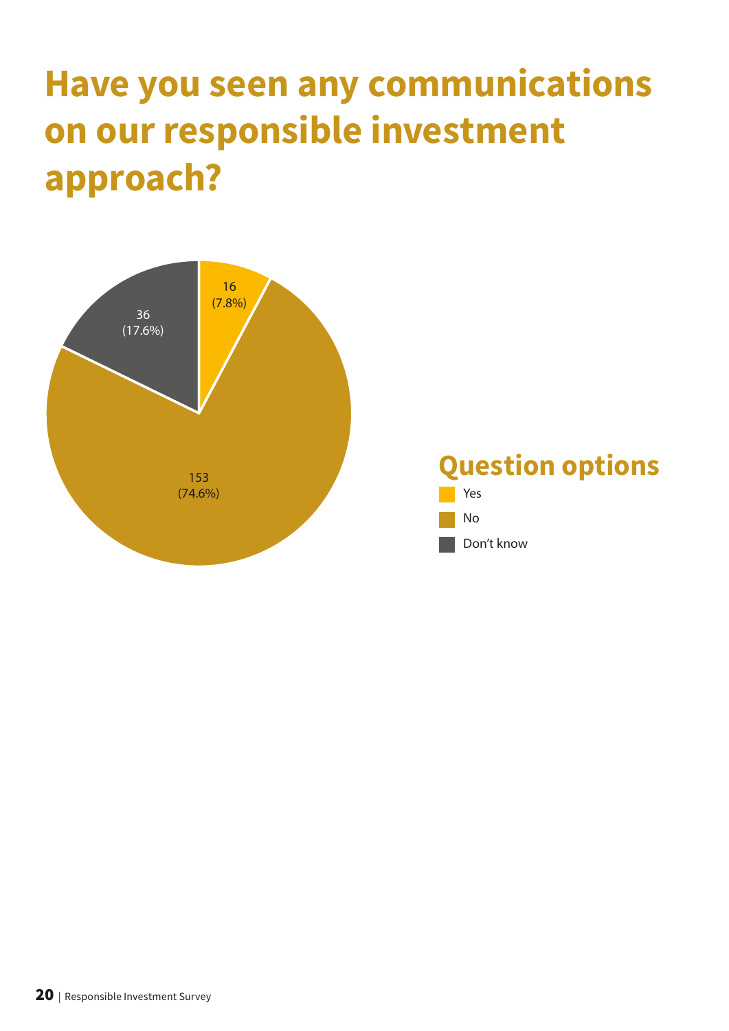# Have you seen any communications on our responsible investment approach?

| Question options | Responses | Percentage |
|---|---|---|
| Yes | 16 | 7.8% |
| No | 153 | 74.6% |
| Don't know | 36 | 17.6% |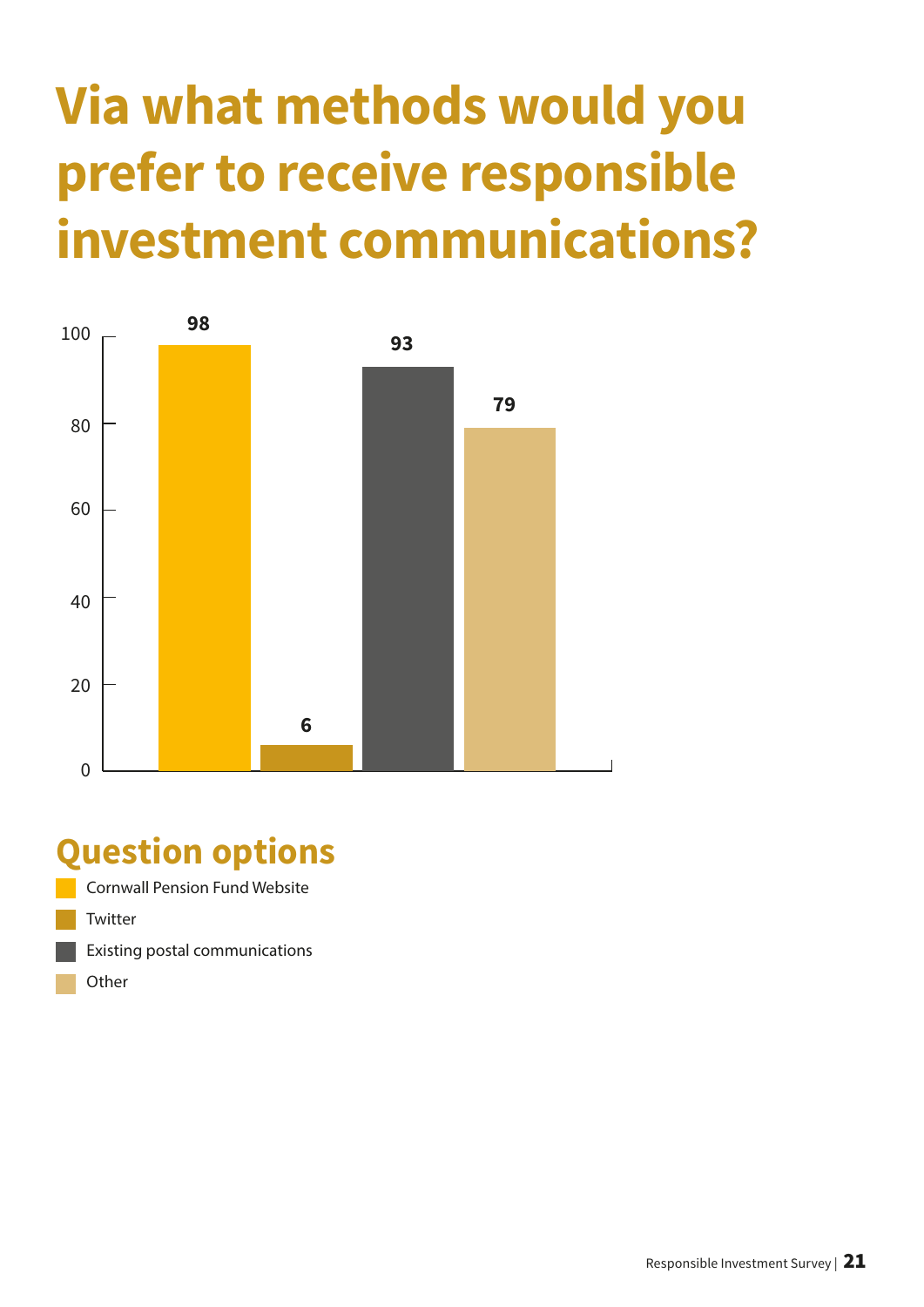# Via what methods would you prefer to receive responsible investment communications?

| Question option | Responses |
| --- | --- |
| Cornwall Pension Fund Website | 98 |
| Twitter | 6 |
| Existing postal communications | 93 |
| Other | 79 |

## Question options

- Cornwall Pension Fund Website
- Twitter
- Existing postal communications
- Other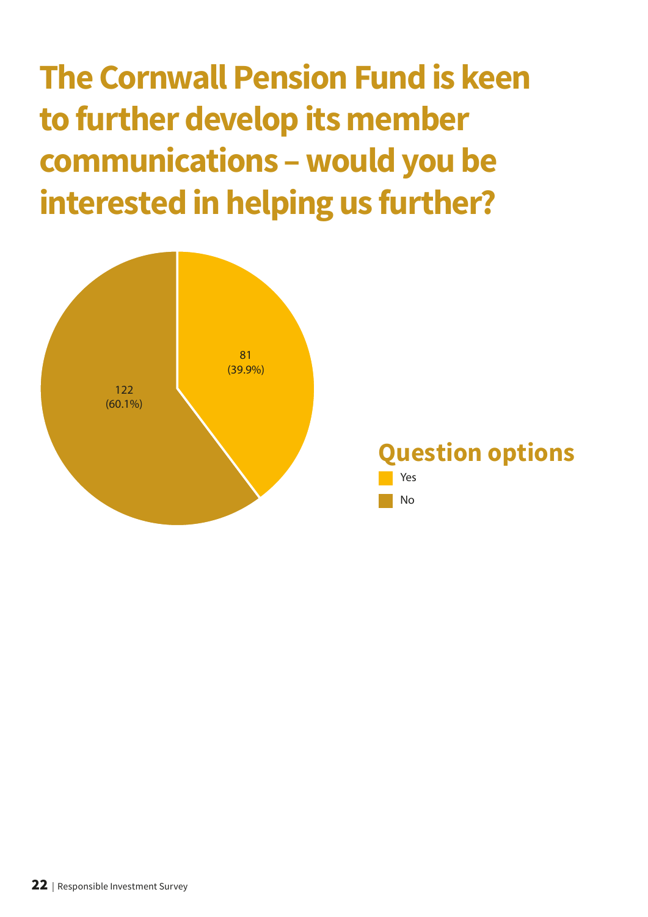# The Cornwall Pension Fund is keen to further develop its member communications – would you be interested in helping us further?

81
(39.9%)

122
(60.1%)

## Question options

- Yes
- No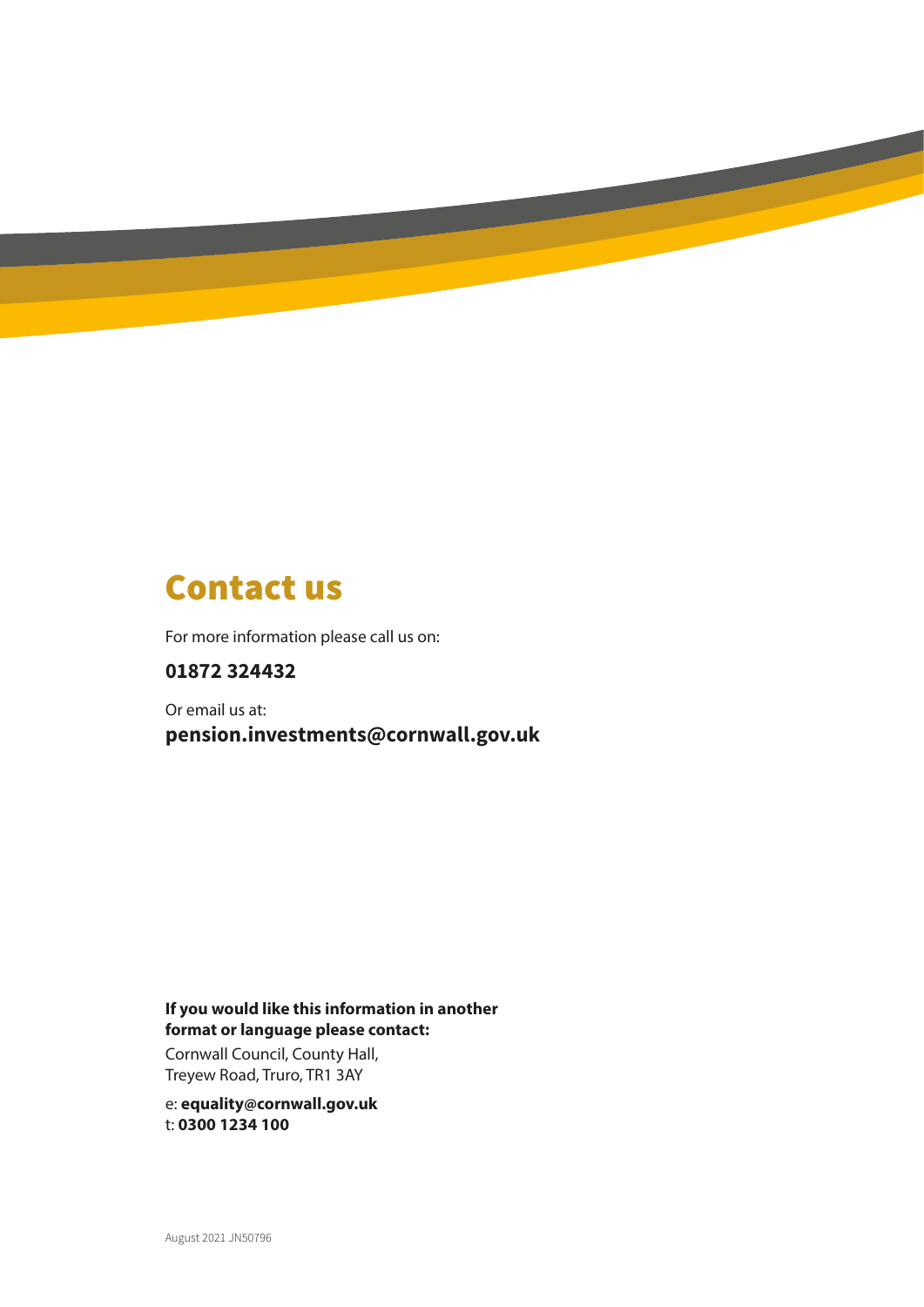# Contact us

For more information please call us on:

**01872 324432**

Or email us at:
**pension.investments@cornwall.gov.uk**

**If you would like this information in another format or language please contact:**

Cornwall Council, County Hall,
Treyew Road, Truro, TR1 3AY

e: **equality@cornwall.gov.uk**
t: **0300 1234 100**

August 2021 JN50796